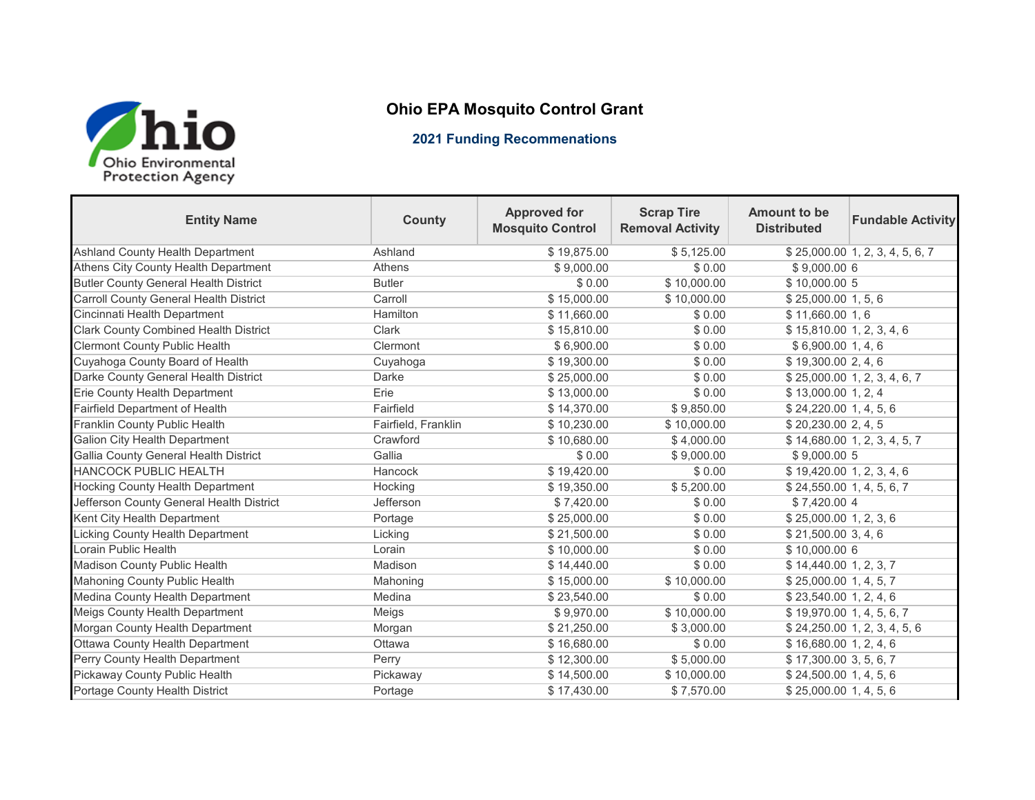# Ohio EPA Mosquito Control Grant

## 2021 Funding Recommenations

| Entity Name | County | Approved for Mosquito Control | Scrap Tire Removal Activity | Amount to be Distributed | Fundable Activity |
|---|---|---|---|---|---|
| Ashland County Health Department | Ashland | $ 19,875.00 | $ 5,125.00 | $ 25,000.00 | 1, 2, 3, 4, 5, 6, 7 |
| Athens City County Health Department | Athens | $ 9,000.00 | $ 0.00 | $ 9,000.00 | 6 |
| Butler County General Health District | Butler | $ 0.00 | $ 10,000.00 | $ 10,000.00 | 5 |
| Carroll County General Health District | Carroll | $ 15,000.00 | $ 10,000.00 | $ 25,000.00 | 1, 5, 6 |
| Cincinnati Health Department | Hamilton | $ 11,660.00 | $ 0.00 | $ 11,660.00 | 1, 6 |
| Clark County Combined Health District | Clark | $ 15,810.00 | $ 0.00 | $ 15,810.00 | 1, 2, 3, 4, 6 |
| Clermont County Public Health | Clermont | $ 6,900.00 | $ 0.00 | $ 6,900.00 | 1, 4, 6 |
| Cuyahoga County Board of Health | Cuyahoga | $ 19,300.00 | $ 0.00 | $ 19,300.00 | 2, 4, 6 |
| Darke County General Health District | Darke | $ 25,000.00 | $ 0.00 | $ 25,000.00 | 1, 2, 3, 4, 6, 7 |
| Erie County Health Department | Erie | $ 13,000.00 | $ 0.00 | $ 13,000.00 | 1, 2, 4 |
| Fairfield Department of Health | Fairfield | $ 14,370.00 | $ 9,850.00 | $ 24,220.00 | 1, 4, 5, 6 |
| Franklin County Public Health | Fairfield, Franklin | $ 10,230.00 | $ 10,000.00 | $ 20,230.00 | 2, 4, 5 |
| Galion City Health Department | Crawford | $ 10,680.00 | $ 4,000.00 | $ 14,680.00 | 1, 2, 3, 4, 5, 7 |
| Gallia County General Health District | Gallia | $ 0.00 | $ 9,000.00 | $ 9,000.00 | 5 |
| HANCOCK PUBLIC HEALTH | Hancock | $ 19,420.00 | $ 0.00 | $ 19,420.00 | 1, 2, 3, 4, 6 |
| Hocking County Health Department | Hocking | $ 19,350.00 | $ 5,200.00 | $ 24,550.00 | 1, 4, 5, 6, 7 |
| Jefferson County General Health District | Jefferson | $ 7,420.00 | $ 0.00 | $ 7,420.00 | 4 |
| Kent City Health Department | Portage | $ 25,000.00 | $ 0.00 | $ 25,000.00 | 1, 2, 3, 6 |
| Licking County Health Department | Licking | $ 21,500.00 | $ 0.00 | $ 21,500.00 | 3, 4, 6 |
| Lorain Public Health | Lorain | $ 10,000.00 | $ 0.00 | $ 10,000.00 | 6 |
| Madison County Public Health | Madison | $ 14,440.00 | $ 0.00 | $ 14,440.00 | 1, 2, 3, 7 |
| Mahoning County Public Health | Mahoning | $ 15,000.00 | $ 10,000.00 | $ 25,000.00 | 1, 4, 5, 7 |
| Medina County Health Department | Medina | $ 23,540.00 | $ 0.00 | $ 23,540.00 | 1, 2, 4, 6 |
| Meigs County Health Department | Meigs | $ 9,970.00 | $ 10,000.00 | $ 19,970.00 | 1, 4, 5, 6, 7 |
| Morgan County Health Department | Morgan | $ 21,250.00 | $ 3,000.00 | $ 24,250.00 | 1, 2, 3, 4, 5, 6 |
| Ottawa County Health Department | Ottawa | $ 16,680.00 | $ 0.00 | $ 16,680.00 | 1, 2, 4, 6 |
| Perry County Health Department | Perry | $ 12,300.00 | $ 5,000.00 | $ 17,300.00 | 3, 5, 6, 7 |
| Pickaway County Public Health | Pickaway | $ 14,500.00 | $ 10,000.00 | $ 24,500.00 | 1, 4, 5, 6 |
| Portage County Health District | Portage | $ 17,430.00 | $ 7,570.00 | $ 25,000.00 | 1, 4, 5, 6 |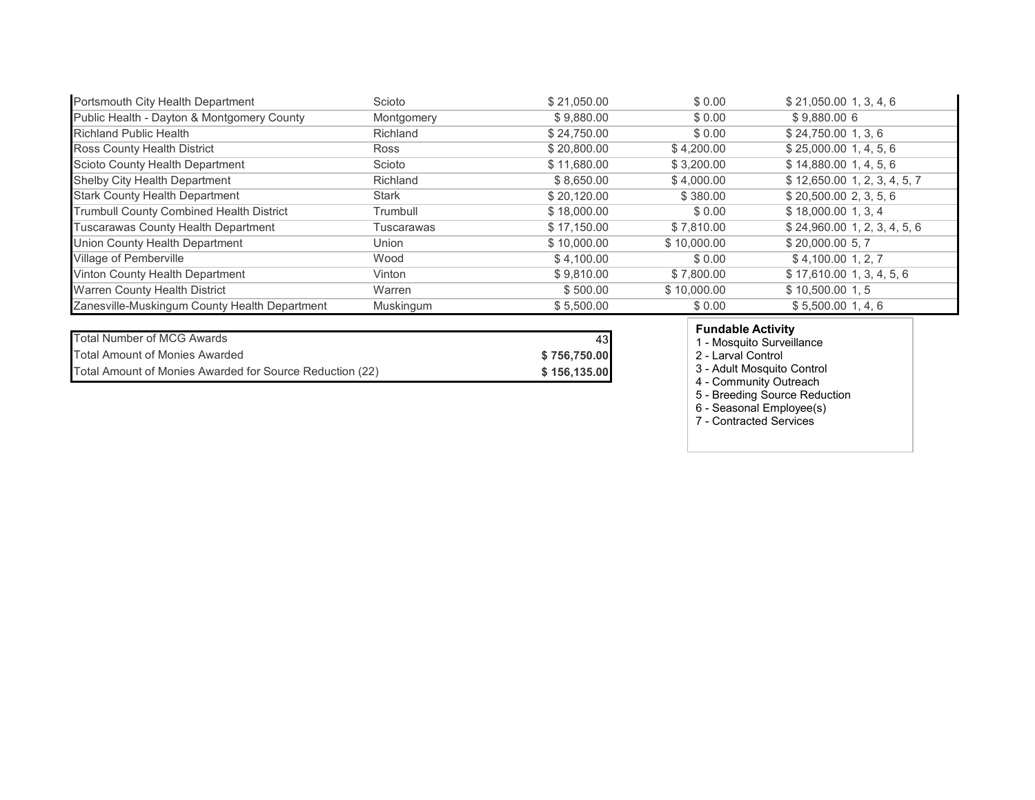| | | | | | |
|---|---|---|---|---|---|
| Portsmouth City Health Department | Scioto | $ 21,050.00 | $ 0.00 | $ 21,050.00 | 1, 3, 4, 6 |
| Public Health - Dayton & Montgomery County | Montgomery | $ 9,880.00 | $ 0.00 | $ 9,880.00 | 6 |
| Richland Public Health | Richland | $ 24,750.00 | $ 0.00 | $ 24,750.00 | 1, 3, 6 |
| Ross County Health District | Ross | $ 20,800.00 | $ 4,200.00 | $ 25,000.00 | 1, 4, 5, 6 |
| Scioto County Health Department | Scioto | $ 11,680.00 | $ 3,200.00 | $ 14,880.00 | 1, 4, 5, 6 |
| Shelby City Health Department | Richland | $ 8,650.00 | $ 4,000.00 | $ 12,650.00 | 1, 2, 3, 4, 5, 7 |
| Stark County Health Department | Stark | $ 20,120.00 | $ 380.00 | $ 20,500.00 | 2, 3, 5, 6 |
| Trumbull County Combined Health District | Trumbull | $ 18,000.00 | $ 0.00 | $ 18,000.00 | 1, 3, 4 |
| Tuscarawas County Health Department | Tuscarawas | $ 17,150.00 | $ 7,810.00 | $ 24,960.00 | 1, 2, 3, 4, 5, 6 |
| Union County Health Department | Union | $ 10,000.00 | $ 10,000.00 | $ 20,000.00 | 5, 7 |
| Village of Pemberville | Wood | $ 4,100.00 | $ 0.00 | $ 4,100.00 | 1, 2, 7 |
| Vinton County Health Department | Vinton | $ 9,810.00 | $ 7,800.00 | $ 17,610.00 | 1, 3, 4, 5, 6 |
| Warren County Health District | Warren | $ 500.00 | $ 10,000.00 | $ 10,500.00 | 1, 5 |
| Zanesville-Muskingum County Health Department | Muskingum | $ 5,500.00 | $ 0.00 | $ 5,500.00 | 1, 4, 6 |

| | |
|---|---|
| Total Number of MCG Awards | 43 |
| Total Amount of Monies Awarded | **$ 756,750.00** |
| Total Amount of Monies Awarded for Source Reduction (22) | **$ 156,135.00** |

**Fundable Activity**

1 - Mosquito Surveillance
2 - Larval Control
3 - Adult Mosquito Control
4 - Community Outreach
5 - Breeding Source Reduction
6 - Seasonal Employee(s)
7 - Contracted Services